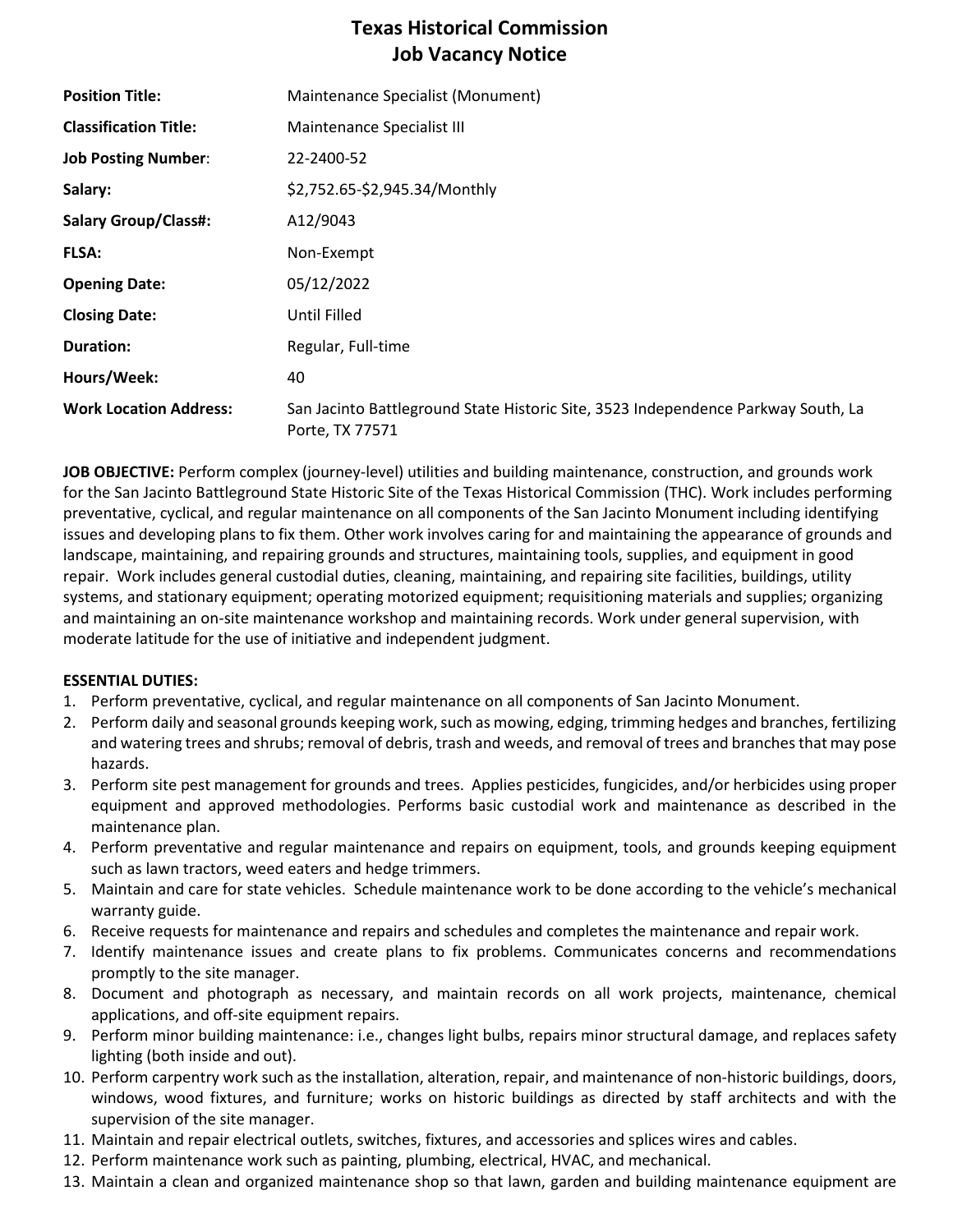# Texas Historical Commission
# Job Vacancy Notice

| | |
|---|---|
| **Position Title:** | Maintenance Specialist (Monument) |
| **Classification Title:** | Maintenance Specialist III |
| **Job Posting Number**: | 22-2400-52 |
| **Salary:** | $2,752.65-$2,945.34/Monthly |
| **Salary Group/Class#:** | A12/9043 |
| **FLSA:** | Non-Exempt |
| **Opening Date:** | 05/12/2022 |
| **Closing Date:** | Until Filled |
| **Duration:** | Regular, Full-time |
| **Hours/Week:** | 40 |
| **Work Location Address:** | San Jacinto Battleground State Historic Site, 3523 Independence Parkway South, La Porte, TX 77571 |

**JOB OBJECTIVE:** Perform complex (journey-level) utilities and building maintenance, construction, and grounds work for the San Jacinto Battleground State Historic Site of the Texas Historical Commission (THC). Work includes performing preventative, cyclical, and regular maintenance on all components of the San Jacinto Monument including identifying issues and developing plans to fix them. Other work involves caring for and maintaining the appearance of grounds and landscape, maintaining, and repairing grounds and structures, maintaining tools, supplies, and equipment in good repair. Work includes general custodial duties, cleaning, maintaining, and repairing site facilities, buildings, utility systems, and stationary equipment; operating motorized equipment; requisitioning materials and supplies; organizing and maintaining an on-site maintenance workshop and maintaining records. Work under general supervision, with moderate latitude for the use of initiative and independent judgment.

**ESSENTIAL DUTIES:**

1. Perform preventative, cyclical, and regular maintenance on all components of San Jacinto Monument.
2. Perform daily and seasonal grounds keeping work, such as mowing, edging, trimming hedges and branches, fertilizing and watering trees and shrubs; removal of debris, trash and weeds, and removal of trees and branches that may pose hazards.
3. Perform site pest management for grounds and trees. Applies pesticides, fungicides, and/or herbicides using proper equipment and approved methodologies. Performs basic custodial work and maintenance as described in the maintenance plan.
4. Perform preventative and regular maintenance and repairs on equipment, tools, and grounds keeping equipment such as lawn tractors, weed eaters and hedge trimmers.
5. Maintain and care for state vehicles. Schedule maintenance work to be done according to the vehicle's mechanical warranty guide.
6. Receive requests for maintenance and repairs and schedules and completes the maintenance and repair work.
7. Identify maintenance issues and create plans to fix problems. Communicates concerns and recommendations promptly to the site manager.
8. Document and photograph as necessary, and maintain records on all work projects, maintenance, chemical applications, and off-site equipment repairs.
9. Perform minor building maintenance: i.e., changes light bulbs, repairs minor structural damage, and replaces safety lighting (both inside and out).
10. Perform carpentry work such as the installation, alteration, repair, and maintenance of non-historic buildings, doors, windows, wood fixtures, and furniture; works on historic buildings as directed by staff architects and with the supervision of the site manager.
11. Maintain and repair electrical outlets, switches, fixtures, and accessories and splices wires and cables.
12. Perform maintenance work such as painting, plumbing, electrical, HVAC, and mechanical.
13. Maintain a clean and organized maintenance shop so that lawn, garden and building maintenance equipment are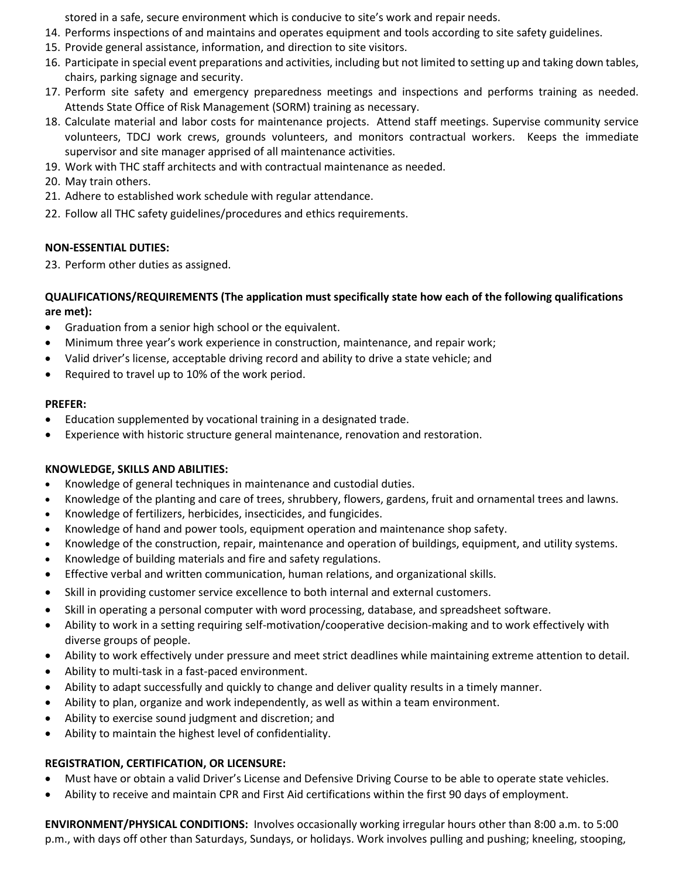stored in a safe, secure environment which is conducive to site's work and repair needs.

14. Performs inspections of and maintains and operates equipment and tools according to site safety guidelines.
15. Provide general assistance, information, and direction to site visitors.
16. Participate in special event preparations and activities, including but not limited to setting up and taking down tables, chairs, parking signage and security.
17. Perform site safety and emergency preparedness meetings and inspections and performs training as needed. Attends State Office of Risk Management (SORM) training as necessary.
18. Calculate material and labor costs for maintenance projects. Attend staff meetings. Supervise community service volunteers, TDCJ work crews, grounds volunteers, and monitors contractual workers. Keeps the immediate supervisor and site manager apprised of all maintenance activities.
19. Work with THC staff architects and with contractual maintenance as needed.
20. May train others.
21. Adhere to established work schedule with regular attendance.
22. Follow all THC safety guidelines/procedures and ethics requirements.

**NON-ESSENTIAL DUTIES:**

23. Perform other duties as assigned.

**QUALIFICATIONS/REQUIREMENTS (The application must specifically state how each of the following qualifications are met):**

- Graduation from a senior high school or the equivalent.
- Minimum three year's work experience in construction, maintenance, and repair work;
- Valid driver's license, acceptable driving record and ability to drive a state vehicle; and
- Required to travel up to 10% of the work period.

**PREFER:**

- Education supplemented by vocational training in a designated trade.
- Experience with historic structure general maintenance, renovation and restoration.

**KNOWLEDGE, SKILLS AND ABILITIES:**

- Knowledge of general techniques in maintenance and custodial duties.
- Knowledge of the planting and care of trees, shrubbery, flowers, gardens, fruit and ornamental trees and lawns.
- Knowledge of fertilizers, herbicides, insecticides, and fungicides.
- Knowledge of hand and power tools, equipment operation and maintenance shop safety.
- Knowledge of the construction, repair, maintenance and operation of buildings, equipment, and utility systems.
- Knowledge of building materials and fire and safety regulations.
- Effective verbal and written communication, human relations, and organizational skills.
- Skill in providing customer service excellence to both internal and external customers.
- Skill in operating a personal computer with word processing, database, and spreadsheet software.
- Ability to work in a setting requiring self-motivation/cooperative decision-making and to work effectively with diverse groups of people.
- Ability to work effectively under pressure and meet strict deadlines while maintaining extreme attention to detail.
- Ability to multi-task in a fast-paced environment.
- Ability to adapt successfully and quickly to change and deliver quality results in a timely manner.
- Ability to plan, organize and work independently, as well as within a team environment.
- Ability to exercise sound judgment and discretion; and
- Ability to maintain the highest level of confidentiality.

**REGISTRATION, CERTIFICATION, OR LICENSURE:**

- Must have or obtain a valid Driver's License and Defensive Driving Course to be able to operate state vehicles.
- Ability to receive and maintain CPR and First Aid certifications within the first 90 days of employment.

**ENVIRONMENT/PHYSICAL CONDITIONS:** Involves occasionally working irregular hours other than 8:00 a.m. to 5:00 p.m., with days off other than Saturdays, Sundays, or holidays. Work involves pulling and pushing; kneeling, stooping,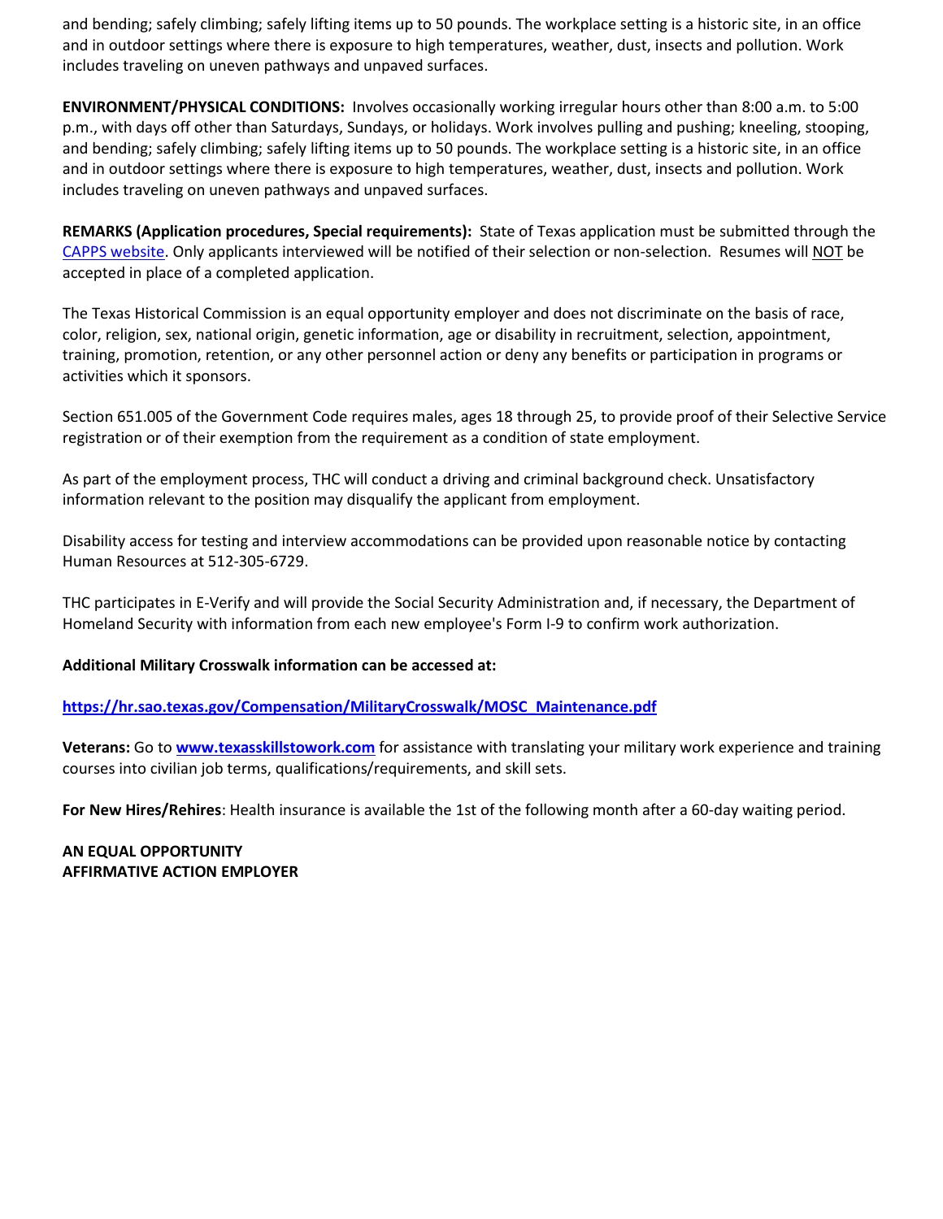and bending; safely climbing; safely lifting items up to 50 pounds. The workplace setting is a historic site, in an office and in outdoor settings where there is exposure to high temperatures, weather, dust, insects and pollution. Work includes traveling on uneven pathways and unpaved surfaces.

**ENVIRONMENT/PHYSICAL CONDITIONS:** Involves occasionally working irregular hours other than 8:00 a.m. to 5:00 p.m., with days off other than Saturdays, Sundays, or holidays. Work involves pulling and pushing; kneeling, stooping, and bending; safely climbing; safely lifting items up to 50 pounds. The workplace setting is a historic site, in an office and in outdoor settings where there is exposure to high temperatures, weather, dust, insects and pollution. Work includes traveling on uneven pathways and unpaved surfaces.

**REMARKS (Application procedures, Special requirements):** State of Texas application must be submitted through the CAPPS website. Only applicants interviewed will be notified of their selection or non-selection. Resumes will NOT be accepted in place of a completed application.

The Texas Historical Commission is an equal opportunity employer and does not discriminate on the basis of race, color, religion, sex, national origin, genetic information, age or disability in recruitment, selection, appointment, training, promotion, retention, or any other personnel action or deny any benefits or participation in programs or activities which it sponsors.

Section 651.005 of the Government Code requires males, ages 18 through 25, to provide proof of their Selective Service registration or of their exemption from the requirement as a condition of state employment.

As part of the employment process, THC will conduct a driving and criminal background check. Unsatisfactory information relevant to the position may disqualify the applicant from employment.

Disability access for testing and interview accommodations can be provided upon reasonable notice by contacting Human Resources at 512-305-6729.

THC participates in E-Verify and will provide the Social Security Administration and, if necessary, the Department of Homeland Security with information from each new employee's Form I-9 to confirm work authorization.

**Additional Military Crosswalk information can be accessed at:**

**https://hr.sao.texas.gov/Compensation/MilitaryCrosswalk/MOSC_Maintenance.pdf**

**Veterans:** Go to **www.texasskillstowork.com** for assistance with translating your military work experience and training courses into civilian job terms, qualifications/requirements, and skill sets.

**For New Hires/Rehires**: Health insurance is available the 1st of the following month after a 60-day waiting period.

**AN EQUAL OPPORTUNITY**
**AFFIRMATIVE ACTION EMPLOYER**